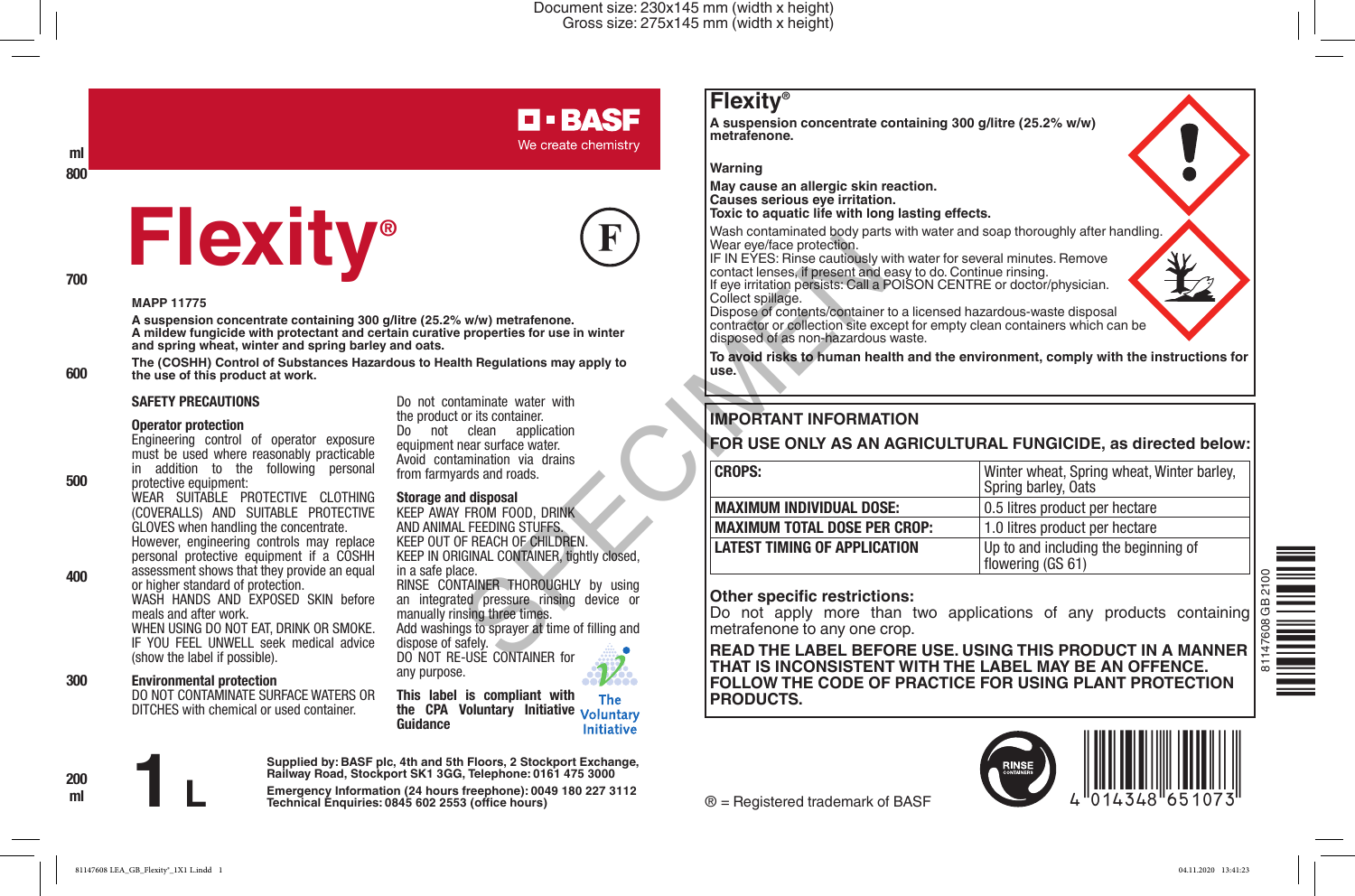BASF

We create chemistry

# Flexity®

MAPP 11775

**A suspension concentrate containing 300 g/litre (25.2% w/w) metrafenone.**
**A mildew fungicide with protectant and certain curative properties for use in winter and spring wheat, winter and spring barley and oats.**

**The (COSHH) Control of Substances Hazardous to Health Regulations may apply to the use of this product at work.**

## SAFETY PRECAUTIONS

### Operator protection

Engineering control of operator exposure must be used where reasonably practicable in addition to the following personal protective equipment:
WEAR SUITABLE PROTECTIVE CLOTHING (COVERALLS) AND SUITABLE PROTECTIVE GLOVES when handling the concentrate.
However, engineering controls may replace personal protective equipment if a COSHH assessment shows that they provide an equal or higher standard of protection.
WASH HANDS AND EXPOSED SKIN before meals and after work.
WHEN USING DO NOT EAT, DRINK OR SMOKE.
IF YOU FEEL UNWELL seek medical advice (show the label if possible).

### Environmental protection

DO NOT CONTAMINATE SURFACE WATERS OR DITCHES with chemical or used container.
Do not contaminate water with the product or its container.
Do not clean application equipment near surface water.
Avoid contamination via drains from farmyards and roads.

### Storage and disposal

KEEP AWAY FROM FOOD, DRINK AND ANIMAL FEEDING STUFFS.
KEEP OUT OF REACH OF CHILDREN.
KEEP IN ORIGINAL CONTAINER, tightly closed, in a safe place.
RINSE CONTAINER THOROUGHLY by using an integrated pressure rinsing device or manually rinsing three times.
Add washings to sprayer at time of filling and dispose of safely.
DO NOT RE-USE CONTAINER for any purpose.

**This label is compliant with the CPA Voluntary Initiative Guidance**

The Voluntary Initiative

# 1 L

**Supplied by: BASF plc, 4th and 5th Floors, 2 Stockport Exchange, Railway Road, Stockport SK1 3GG, Telephone: 0161 475 3000**

**Emergency Information (24 hours freephone): 0049 180 227 3112**
**Technical Enquiries: 0845 602 2553 (office hours)**

## Flexity®

**A suspension concentrate containing 300 g/litre (25.2% w/w) metrafenone.**

**Warning**

**May cause an allergic skin reaction.**
**Causes serious eye irritation.**
**Toxic to aquatic life with long lasting effects.**

Wash contaminated body parts with water and soap thoroughly after handling.
Wear eye/face protection.
IF IN EYES: Rinse cautiously with water for several minutes. Remove contact lenses, if present and easy to do. Continue rinsing.
If eye irritation persists: Call a POISON CENTRE or doctor/physician.
Collect spillage.
Dispose of contents/container to a licensed hazardous-waste disposal contractor or collection site except for empty clean containers which can be disposed of as non-hazardous waste.

**To avoid risks to human health and the environment, comply with the instructions for use.**

## IMPORTANT INFORMATION

**FOR USE ONLY AS AN AGRICULTURAL FUNGICIDE, as directed below:**

| CROPS: | Winter wheat, Spring wheat, Winter barley, Spring barley, Oats |
|---|---|
| MAXIMUM INDIVIDUAL DOSE: | 0.5 litres product per hectare |
| MAXIMUM TOTAL DOSE PER CROP: | 1.0 litres product per hectare |
| LATEST TIMING OF APPLICATION | Up to and including the beginning of flowering (GS 61) |

**Other specific restrictions:**
Do not apply more than two applications of any products containing metrafenone to any one crop.

**READ THE LABEL BEFORE USE. USING THIS PRODUCT IN A MANNER THAT IS INCONSISTENT WITH THE LABEL MAY BE AN OFFENCE. FOLLOW THE CODE OF PRACTICE FOR USING PLANT PROTECTION PRODUCTS.**

® = Registered trademark of BASF

RINSE CONTAINERS

4 014348 651073

81147608 GB 2100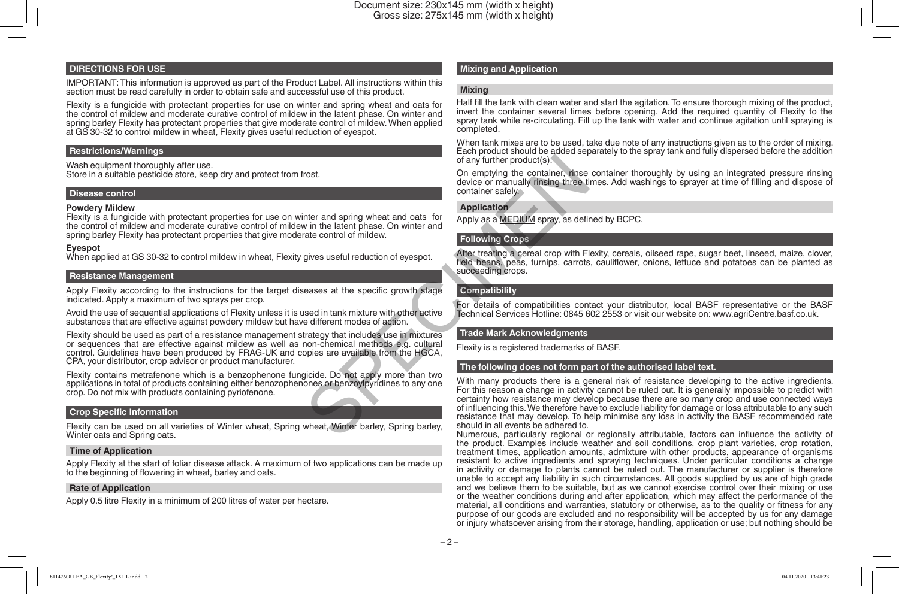## DIRECTIONS FOR USE

IMPORTANT: This information is approved as part of the Product Label. All instructions within this section must be read carefully in order to obtain safe and successful use of this product.

Flexity is a fungicide with protectant properties for use on winter and spring wheat and oats for the control of mildew and moderate curative control of mildew in the latent phase. On winter and spring barley Flexity has protectant properties that give moderate control of mildew. When applied at GS 30-32 to control mildew in wheat, Flexity gives useful reduction of eyespot.

### Restrictions/Warnings

Wash equipment thoroughly after use.
Store in a suitable pesticide store, keep dry and protect from frost.

### Disease control

**Powdery Mildew**
Flexity is a fungicide with protectant properties for use on winter and spring wheat and oats for the control of mildew and moderate curative control of mildew in the latent phase. On winter and spring barley Flexity has protectant properties that give moderate control of mildew.

**Eyespot**
When applied at GS 30-32 to control mildew in wheat, Flexity gives useful reduction of eyespot.

### Resistance Management

Apply Flexity according to the instructions for the target diseases at the specific growth stage indicated. Apply a maximum of two sprays per crop.

Avoid the use of sequential applications of Flexity unless it is used in tank mixture with other active substances that are effective against powdery mildew but have different modes of action.

Flexity should be used as part of a resistance management strategy that includes use in mixtures or sequences that are effective against mildew as well as non-chemical methods e.g. cultural control. Guidelines have been produced by FRAG-UK and copies are available from the HGCA, CPA, your distributor, crop advisor or product manufacturer.

Flexity contains metrafenone which is a benzophenone fungicide. Do not apply more than two applications in total of products containing either benzophenones or benzoylpyridines to any one crop. Do not mix with products containing pyriofenone.

### Crop Specific Information

Flexity can be used on all varieties of Winter wheat, Spring wheat, Winter barley, Spring barley, Winter oats and Spring oats.

#### Time of Application

Apply Flexity at the start of foliar disease attack. A maximum of two applications can be made up to the beginning of flowering in wheat, barley and oats.

#### Rate of Application

Apply 0.5 litre Flexity in a minimum of 200 litres of water per hectare.

### Mixing and Application

#### Mixing

Half fill the tank with clean water and start the agitation. To ensure thorough mixing of the product, invert the container several times before opening. Add the required quantity of Flexity to the spray tank while re-circulating. Fill up the tank with water and continue agitation until spraying is completed.

When tank mixes are to be used, take due note of any instructions given as to the order of mixing. Each product should be added separately to the spray tank and fully dispersed before the addition of any further product(s).

On emptying the container, rinse container thoroughly by using an integrated pressure rinsing device or manually rinsing three times. Add washings to sprayer at time of filling and dispose of container safely.

#### Application

Apply as a MEDIUM spray, as defined by BCPC.

### Following Crops

After treating a cereal crop with Flexity, cereals, oilseed rape, sugar beet, linseed, maize, clover, field beans, peas, turnips, carrots, cauliflower, onions, lettuce and potatoes can be planted as succeeding crops.

### Compatibility

For details of compatibilities contact your distributor, local BASF representative or the BASF Technical Services Hotline: 0845 602 2553 or visit our website on: www.agriCentre.basf.co.uk.

### Trade Mark Acknowledgments

Flexity is a registered trademarks of BASF.

### The following does not form part of the authorised label text.

With many products there is a general risk of resistance developing to the active ingredients. For this reason a change in activity cannot be ruled out. It is generally impossible to predict with certainty how resistance may develop because there are so many crop and use connected ways of influencing this. We therefore have to exclude liability for damage or loss attributable to any such resistance that may develop. To help minimise any loss in activity the BASF recommended rate should in all events be adhered to.

Numerous, particularly regional or regionally attributable, factors can influence the activity of the product. Examples include weather and soil conditions, crop plant varieties, crop rotation, treatment times, application amounts, admixture with other products, appearance of organisms resistant to active ingredients and spraying techniques. Under particular conditions a change in activity or damage to plants cannot be ruled out. The manufacturer or supplier is therefore unable to accept any liability in such circumstances. All goods supplied by us are of high grade and we believe them to be suitable, but as we cannot exercise control over their mixing or use or the weather conditions during and after application, which may affect the performance of the material, all conditions and warranties, statutory or otherwise, as to the quality or fitness for any purpose of our goods are excluded and no responsibility will be accepted by us for any damage or injury whatsoever arising from their storage, handling, application or use; but nothing should be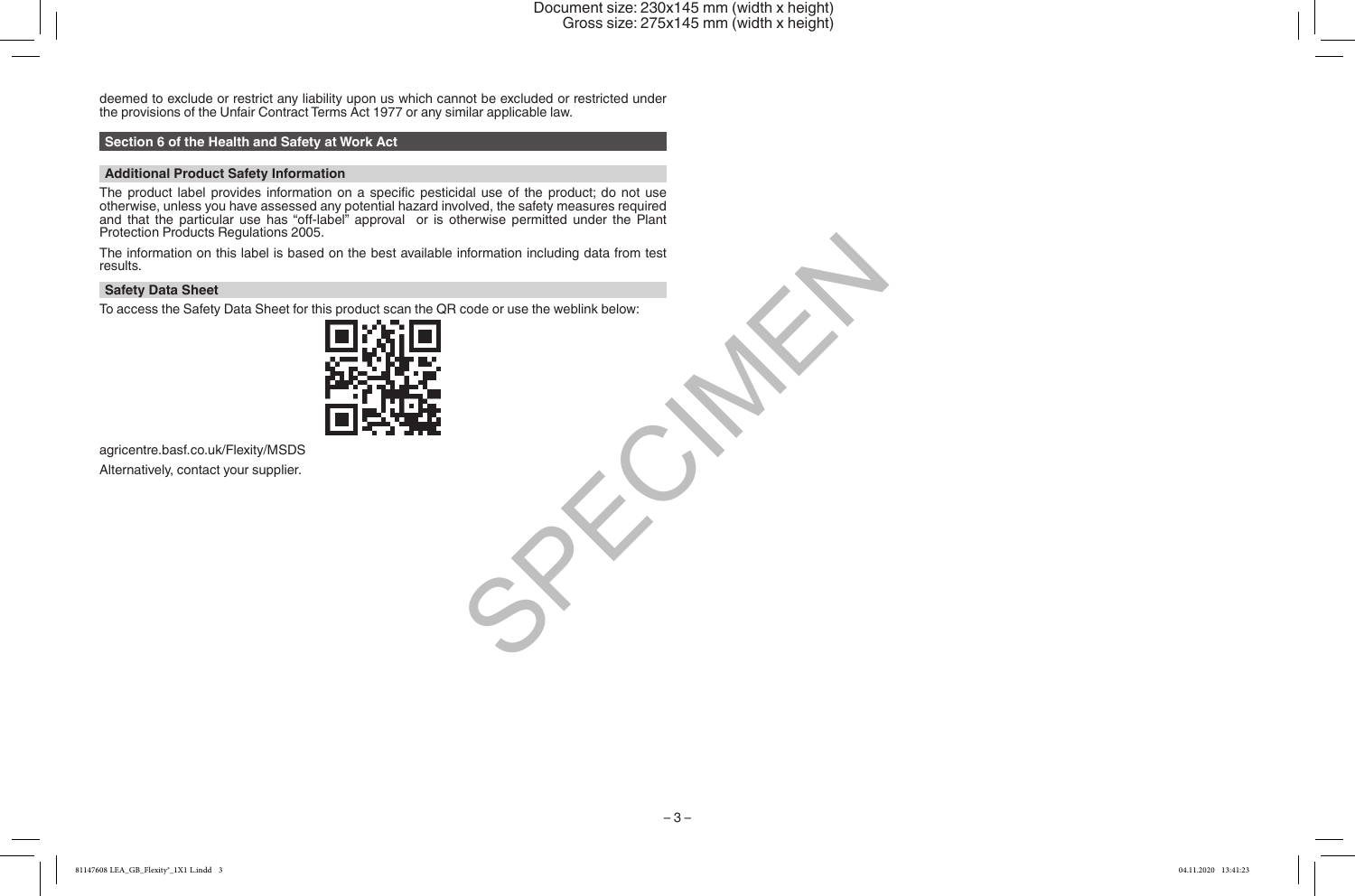deemed to exclude or restrict any liability upon us which cannot be excluded or restricted under the provisions of the Unfair Contract Terms Act 1977 or any similar applicable law.

## Section 6 of the Health and Safety at Work Act

### Additional Product Safety Information

The product label provides information on a specific pesticidal use of the product; do not use otherwise, unless you have assessed any potential hazard involved, the safety measures required and that the particular use has "off-label" approval or is otherwise permitted under the Plant Protection Products Regulations 2005.

The information on this label is based on the best available information including data from test results.

### Safety Data Sheet

To access the Safety Data Sheet for this product scan the QR code or use the weblink below:

agricentre.basf.co.uk/Flexity/MSDS

Alternatively, contact your supplier.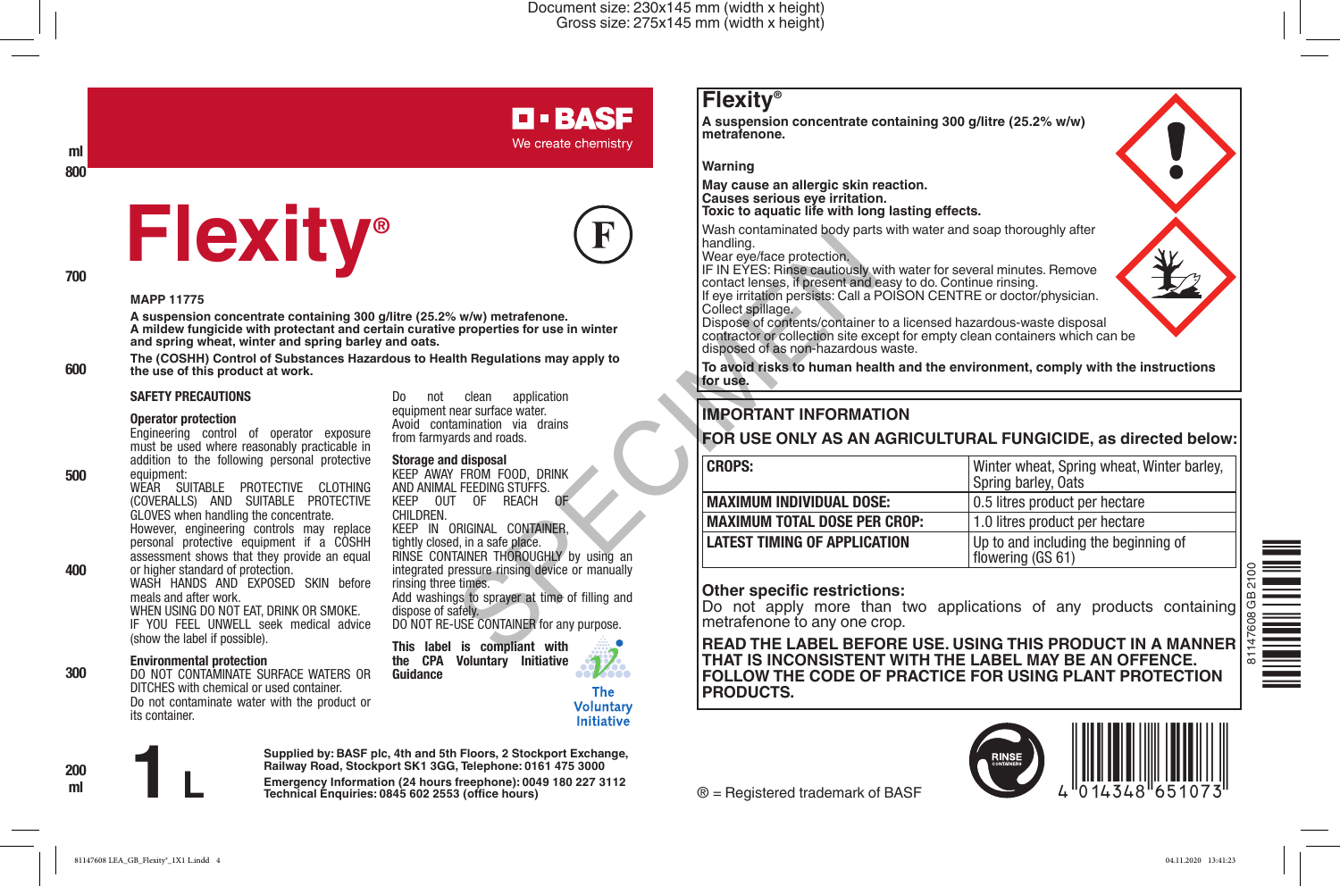Document size: 230x145 mm (width x height)
Gross size: 275x145 mm (width x height)

ml
800

700

600

500

400

300

200
ml

BASF
We create chemistry

# Flexity®

F

**MAPP 11775**

**A suspension concentrate containing 300 g/litre (25.2% w/w) metrafenone.**
**A mildew fungicide with protectant and certain curative properties for use in winter and spring wheat, winter and spring barley and oats.**

**The (COSHH) Control of Substances Hazardous to Health Regulations may apply to the use of this product at work.**

## SAFETY PRECAUTIONS

### Operator protection

Engineering control of operator exposure must be used where reasonably practicable in addition to the following personal protective equipment:
WEAR SUITABLE PROTECTIVE CLOTHING (COVERALLS) AND SUITABLE PROTECTIVE GLOVES when handling the concentrate.
However, engineering controls may replace personal protective equipment if a COSHH assessment shows that they provide an equal or higher standard of protection.
WASH HANDS AND EXPOSED SKIN before meals and after work.
WHEN USING DO NOT EAT, DRINK OR SMOKE.
IF YOU FEEL UNWELL seek medical advice (show the label if possible).

### Environmental protection

DO NOT CONTAMINATE SURFACE WATERS OR DITCHES with chemical or used container.
Do not contaminate water with the product or its container.
Do not clean application equipment near surface water.
Avoid contamination via drains from farmyards and roads.

### Storage and disposal

KEEP AWAY FROM FOOD, DRINK AND ANIMAL FEEDING STUFFS.
KEEP OUT OF REACH OF CHILDREN.
KEEP IN ORIGINAL CONTAINER, tightly closed, in a safe place.
RINSE CONTAINER THOROUGHLY by using an integrated pressure rinsing device or manually rinsing three times.
Add washings to sprayer at time of filling and dispose of safely.
DO NOT RE-USE CONTAINER for any purpose.

**This label is compliant with the CPA Voluntary Initiative Guidance**

The Voluntary Initiative

SPECIMEN

# 1 L

**Supplied by: BASF plc, 4th and 5th Floors, 2 Stockport Exchange, Railway Road, Stockport SK1 3GG, Telephone: 0161 475 3000**
**Emergency Information (24 hours freephone): 0049 180 227 3112**
**Technical Enquiries: 0845 602 2553 (office hours)**

## Flexity®

**A suspension concentrate containing 300 g/litre (25.2% w/w) metrafenone.**

**Warning**

**May cause an allergic skin reaction.**
**Causes serious eye irritation.**
**Toxic to aquatic life with long lasting effects.**

Wash contaminated body parts with water and soap thoroughly after handling.
Wear eye/face protection.
IF IN EYES: Rinse cautiously with water for several minutes. Remove contact lenses, if present and easy to do. Continue rinsing.
If eye irritation persists: Call a POISON CENTRE or doctor/physician.
Collect spillage.
Dispose of contents/container to a licensed hazardous-waste disposal contractor or collection site except for empty clean containers which can be disposed of as non-hazardous waste.

**To avoid risks to human health and the environment, comply with the instructions for use.**

## IMPORTANT INFORMATION

**FOR USE ONLY AS AN AGRICULTURAL FUNGICIDE, as directed below:**

| | |
|---|---|
| **CROPS:** | Winter wheat, Spring wheat, Winter barley, Spring barley, Oats |
| **MAXIMUM INDIVIDUAL DOSE:** | 0.5 litres product per hectare |
| **MAXIMUM TOTAL DOSE PER CROP:** | 1.0 litres product per hectare |
| **LATEST TIMING OF APPLICATION** | Up to and including the beginning of flowering (GS 61) |

**Other specific restrictions:**
Do not apply more than two applications of any products containing metrafenone to any one crop.

**READ THE LABEL BEFORE USE. USING THIS PRODUCT IN A MANNER THAT IS INCONSISTENT WITH THE LABEL MAY BE AN OFFENCE. FOLLOW THE CODE OF PRACTICE FOR USING PLANT PROTECTION PRODUCTS.**

81147608 GB 2100

® = Registered trademark of BASF

RINSE CONTAINERS

4 014348 651073